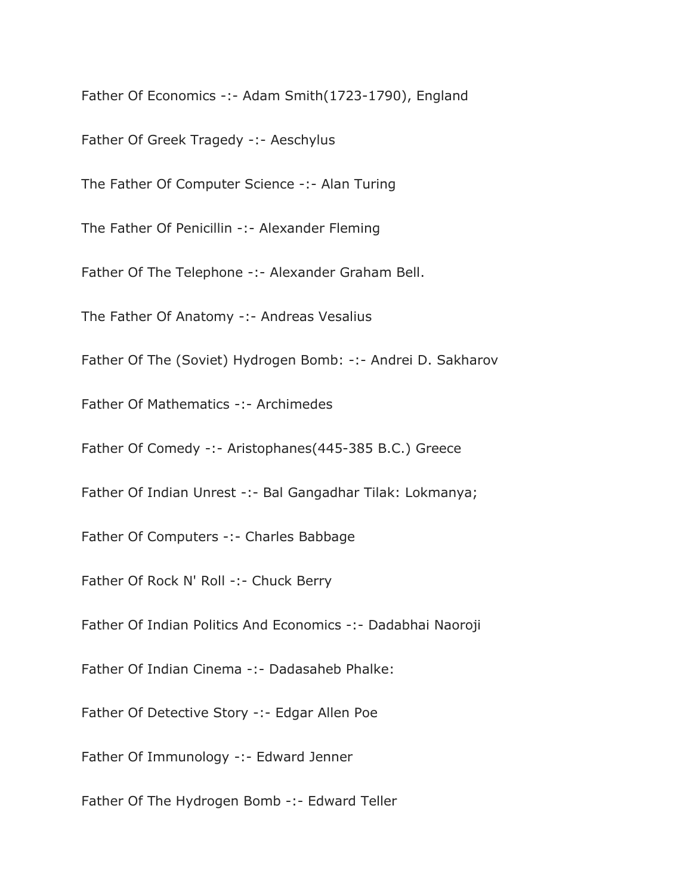Father Of Economics -:- Adam Smith(1723-1790), England

Father Of Greek Tragedy -:- Aeschylus

The Father Of Computer Science -:- Alan Turing

The Father Of Penicillin -:- Alexander Fleming

Father Of The Telephone -:- Alexander Graham Bell.

The Father Of Anatomy -:- Andreas Vesalius

Father Of The (Soviet) Hydrogen Bomb: -:- Andrei D. Sakharov

Father Of Mathematics -:- Archimedes

Father Of Comedy -:- Aristophanes(445-385 B.C.) Greece

Father Of Indian Unrest -:- Bal Gangadhar Tilak: Lokmanya;

Father Of Computers -:- Charles Babbage

Father Of Rock N' Roll -:- Chuck Berry

Father Of Indian Politics And Economics -:- Dadabhai Naoroji

Father Of Indian Cinema -:- Dadasaheb Phalke:

Father Of Detective Story -:- Edgar Allen Poe

Father Of Immunology -:- Edward Jenner

Father Of The Hydrogen Bomb -:- Edward Teller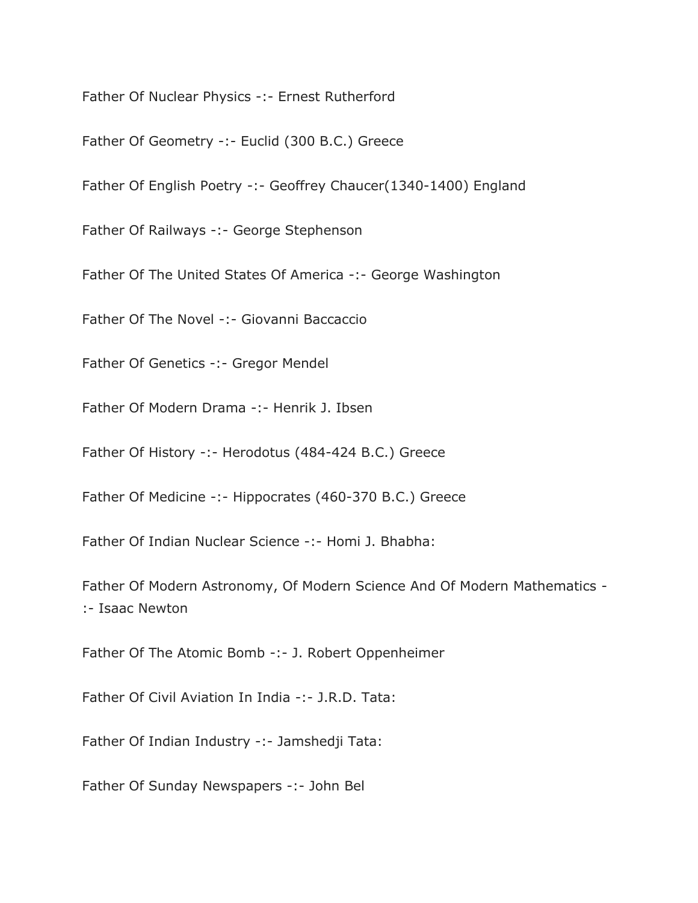Father Of Nuclear Physics -:- Ernest Rutherford

Father Of Geometry -:- Euclid (300 B.C.) Greece

Father Of English Poetry -:- Geoffrey Chaucer(1340-1400) England

Father Of Railways -:- George Stephenson

Father Of The United States Of America -:- George Washington

Father Of The Novel -:- Giovanni Baccaccio

Father Of Genetics -:- Gregor Mendel

Father Of Modern Drama -:- Henrik J. Ibsen

Father Of History -:- Herodotus (484-424 B.C.) Greece

Father Of Medicine -:- Hippocrates (460-370 B.C.) Greece

Father Of Indian Nuclear Science -:- Homi J. Bhabha:

Father Of Modern Astronomy, Of Modern Science And Of Modern Mathematics -:- Isaac Newton

Father Of The Atomic Bomb -:- J. Robert Oppenheimer

Father Of Civil Aviation In India -:- J.R.D. Tata:

Father Of Indian Industry -:- Jamshedji Tata:

Father Of Sunday Newspapers -:- John Bel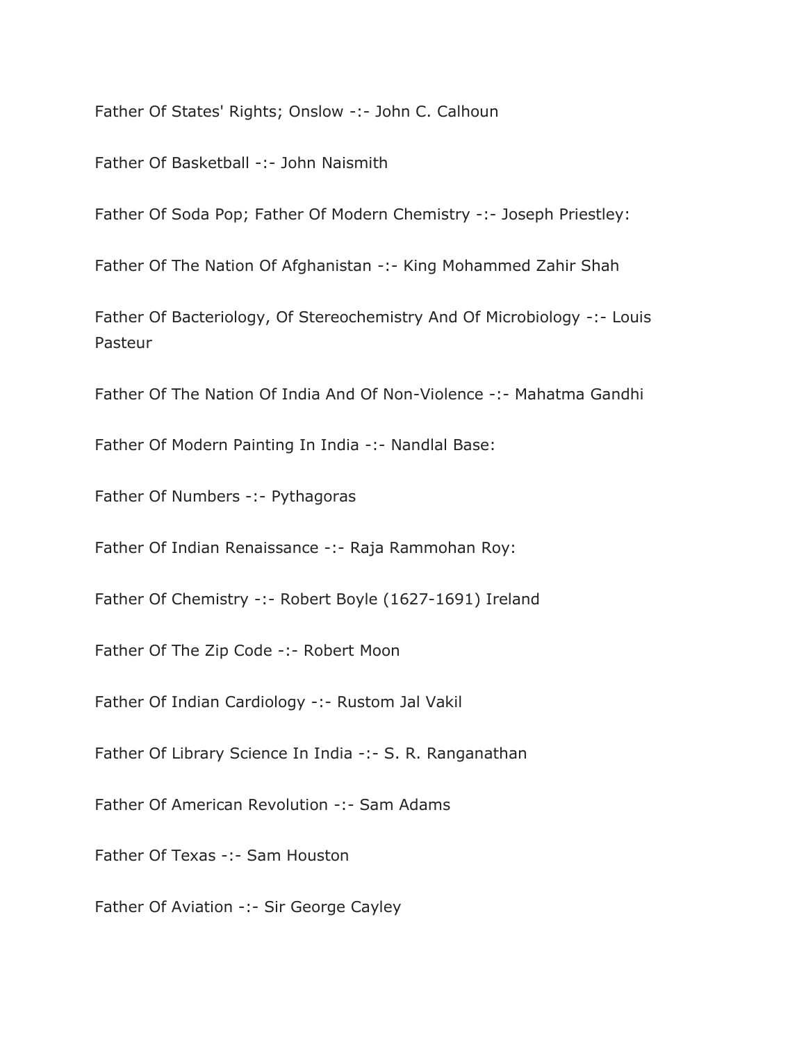Father Of States' Rights; Onslow -:- John C. Calhoun

Father Of Basketball -:- John Naismith

Father Of Soda Pop; Father Of Modern Chemistry -:- Joseph Priestley:

Father Of The Nation Of Afghanistan -:- King Mohammed Zahir Shah

Father Of Bacteriology, Of Stereochemistry And Of Microbiology -:- Louis Pasteur

Father Of The Nation Of India And Of Non-Violence -:- Mahatma Gandhi

Father Of Modern Painting In India -:- Nandlal Base:

Father Of Numbers -:- Pythagoras

Father Of Indian Renaissance -:- Raja Rammohan Roy:

Father Of Chemistry -:- Robert Boyle (1627-1691) Ireland

Father Of The Zip Code -:- Robert Moon

Father Of Indian Cardiology -:- Rustom Jal Vakil

Father Of Library Science In India -:- S. R. Ranganathan

Father Of American Revolution -:- Sam Adams

Father Of Texas -:- Sam Houston

Father Of Aviation -:- Sir George Cayley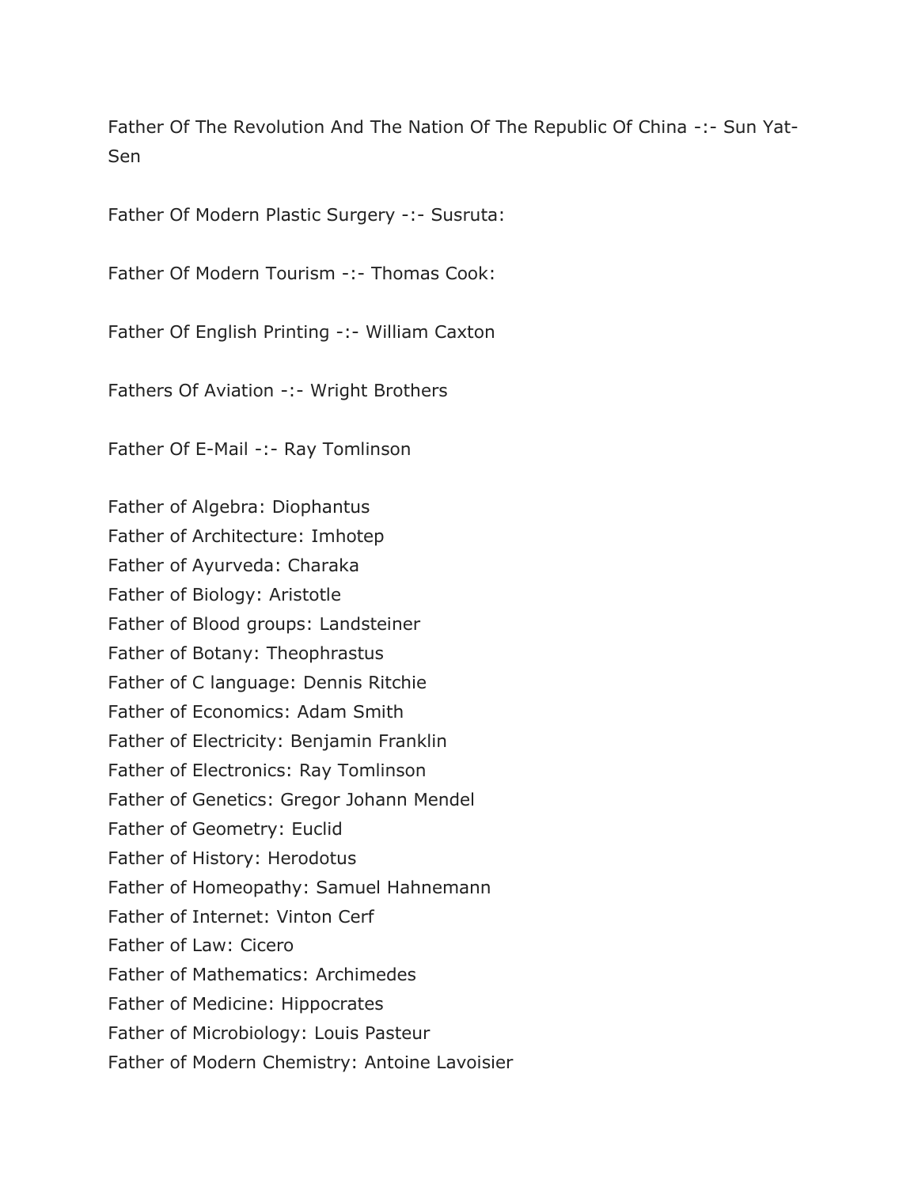Father Of The Revolution And The Nation Of The Republic Of China -:- Sun Yat-Sen

Father Of Modern Plastic Surgery -:- Susruta:

Father Of Modern Tourism -:- Thomas Cook:

Father Of English Printing -:- William Caxton

Fathers Of Aviation -:- Wright Brothers

Father Of E-Mail -:- Ray Tomlinson

Father of Algebra: Diophantus
Father of Architecture: Imhotep
Father of Ayurveda: Charaka
Father of Biology: Aristotle
Father of Blood groups: Landsteiner
Father of Botany: Theophrastus
Father of C language: Dennis Ritchie
Father of Economics: Adam Smith
Father of Electricity: Benjamin Franklin
Father of Electronics: Ray Tomlinson
Father of Genetics: Gregor Johann Mendel
Father of Geometry: Euclid
Father of History: Herodotus
Father of Homeopathy: Samuel Hahnemann
Father of Internet: Vinton Cerf
Father of Law: Cicero
Father of Mathematics: Archimedes
Father of Medicine: Hippocrates
Father of Microbiology: Louis Pasteur
Father of Modern Chemistry: Antoine Lavoisier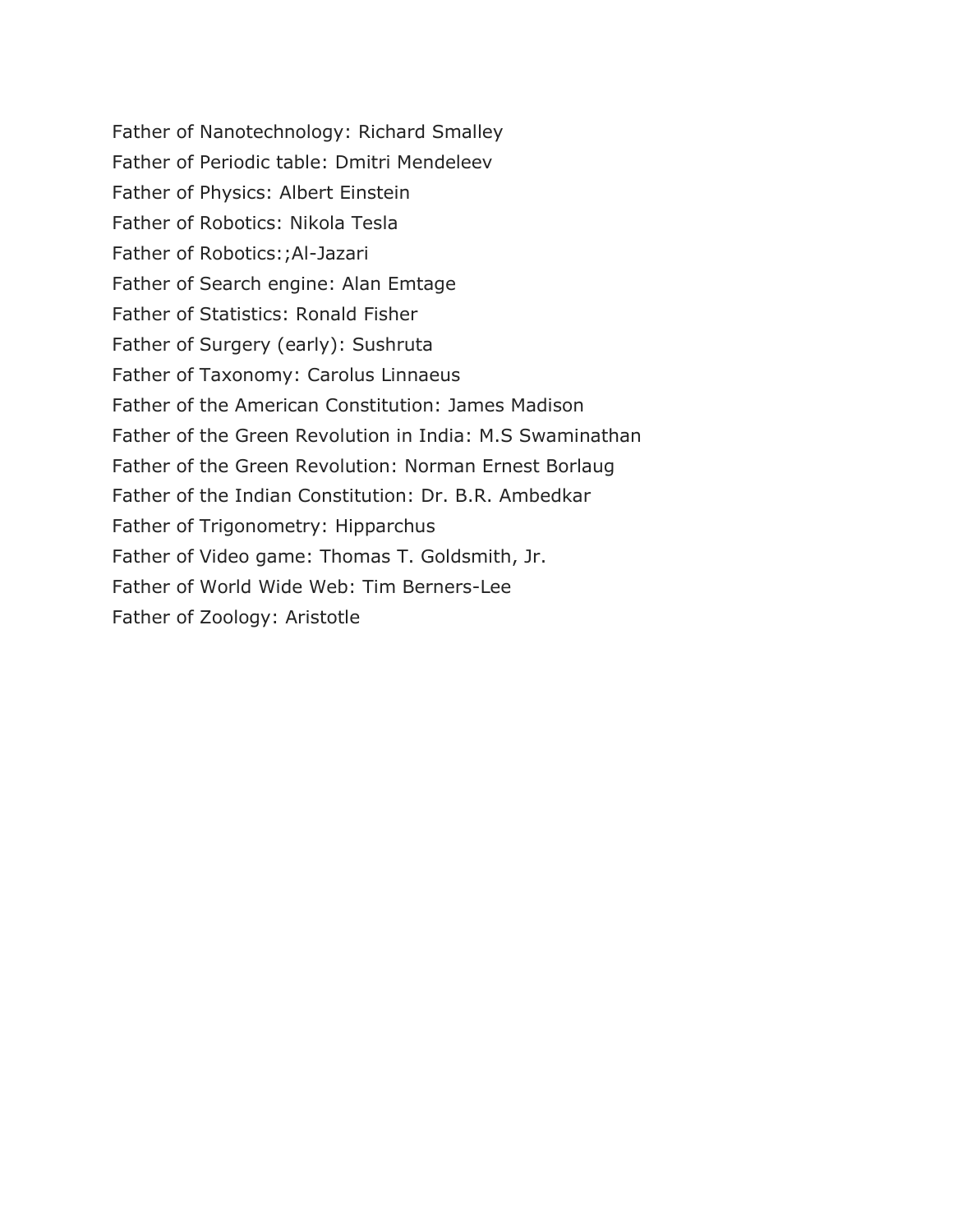Father of Nanotechnology: Richard Smalley
Father of Periodic table: Dmitri Mendeleev
Father of Physics: Albert Einstein
Father of Robotics: Nikola Tesla
Father of Robotics:;Al-Jazari
Father of Search engine: Alan Emtage
Father of Statistics: Ronald Fisher
Father of Surgery (early): Sushruta
Father of Taxonomy: Carolus Linnaeus
Father of the American Constitution: James Madison
Father of the Green Revolution in India: M.S Swaminathan
Father of the Green Revolution: Norman Ernest Borlaug
Father of the Indian Constitution: Dr. B.R. Ambedkar
Father of Trigonometry: Hipparchus
Father of Video game: Thomas T. Goldsmith, Jr.
Father of World Wide Web: Tim Berners-Lee
Father of Zoology: Aristotle